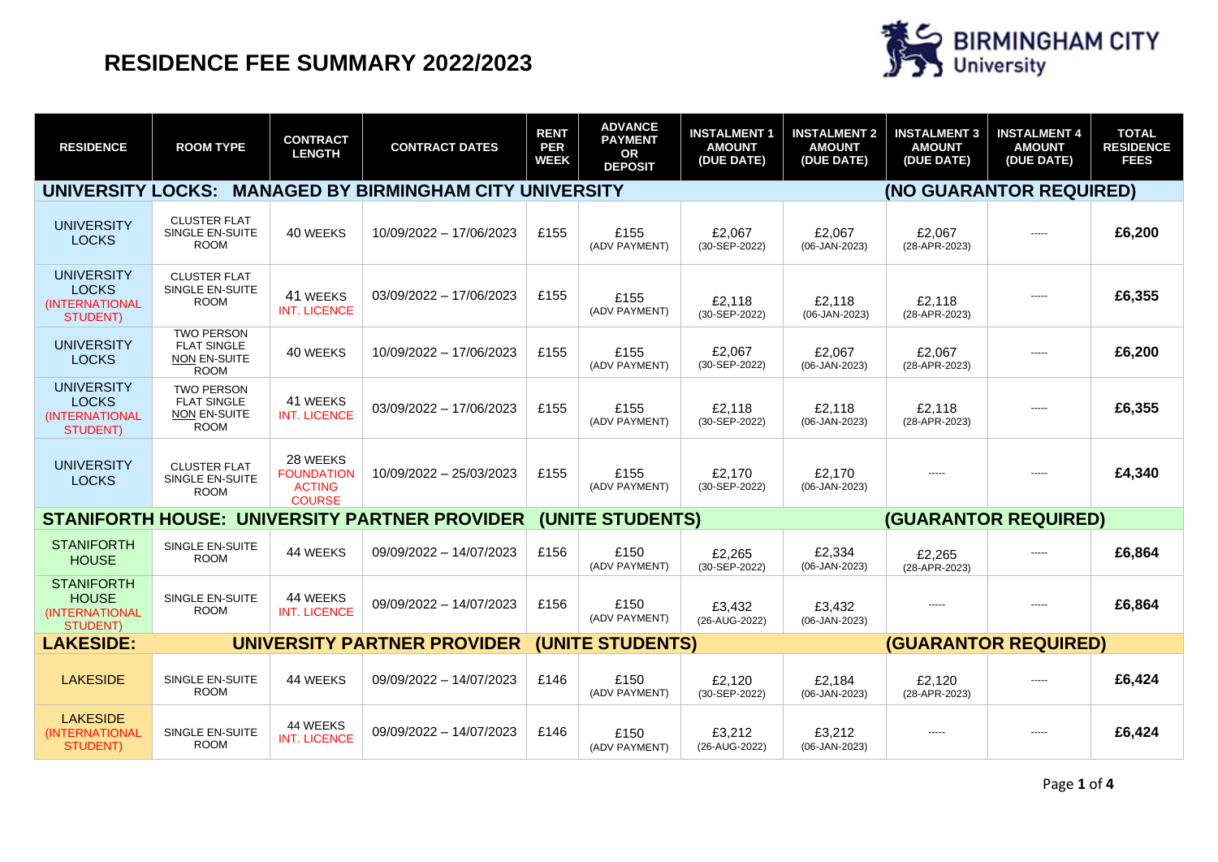# RESIDENCE FEE SUMMARY 2022/2023

BIRMINGHAM CITY University

| RESIDENCE | ROOM TYPE | CONTRACT LENGTH | CONTRACT DATES | RENT PER WEEK | ADVANCE PAYMENT OR DEPOSIT | INSTALMENT 1 AMOUNT (DUE DATE) | INSTALMENT 2 AMOUNT (DUE DATE) | INSTALMENT 3 AMOUNT (DUE DATE) | INSTALMENT 4 AMOUNT (DUE DATE) | TOTAL RESIDENCE FEES |
|---|---|---|---|---|---|---|---|---|---|---|
| **UNIVERSITY LOCKS: MANAGED BY BIRMINGHAM CITY UNIVERSITY** | | | | | | | | **(NO GUARANTOR REQUIRED)** | | |
| UNIVERSITY LOCKS | CLUSTER FLAT SINGLE EN-SUITE ROOM | 40 WEEKS | 10/09/2022 – 17/06/2023 | £155 | £155 (ADV PAYMENT) | £2,067 (30-SEP-2022) | £2,067 (06-JAN-2023) | £2,067 (28-APR-2023) | ----- | **£6,200** |
| UNIVERSITY LOCKS (INTERNATIONAL STUDENT) | CLUSTER FLAT SINGLE EN-SUITE ROOM | 41 WEEKS INT. LICENCE | 03/09/2022 – 17/06/2023 | £155 | £155 (ADV PAYMENT) | £2,118 (30-SEP-2022) | £2,118 (06-JAN-2023) | £2,118 (28-APR-2023) | ----- | **£6,355** |
| UNIVERSITY LOCKS | TWO PERSON FLAT SINGLE NON EN-SUITE ROOM | 40 WEEKS | 10/09/2022 – 17/06/2023 | £155 | £155 (ADV PAYMENT) | £2,067 (30-SEP-2022) | £2,067 (06-JAN-2023) | £2,067 (28-APR-2023) | ----- | **£6,200** |
| UNIVERSITY LOCKS (INTERNATIONAL STUDENT) | TWO PERSON FLAT SINGLE NON EN-SUITE ROOM | 41 WEEKS INT. LICENCE | 03/09/2022 – 17/06/2023 | £155 | £155 (ADV PAYMENT) | £2,118 (30-SEP-2022) | £2,118 (06-JAN-2023) | £2,118 (28-APR-2023) | ----- | **£6,355** |
| UNIVERSITY LOCKS | CLUSTER FLAT SINGLE EN-SUITE ROOM | 28 WEEKS FOUNDATION ACTING COURSE | 10/09/2022 – 25/03/2023 | £155 | £155 (ADV PAYMENT) | £2,170 (30-SEP-2022) | £2,170 (06-JAN-2023) | ----- | ----- | **£4,340** |
| **STANIFORTH HOUSE: UNIVERSITY PARTNER PROVIDER (UNITE STUDENTS)** | | | | | | | | **(GUARANTOR REQUIRED)** | | |
| STANIFORTH HOUSE | SINGLE EN-SUITE ROOM | 44 WEEKS | 09/09/2022 – 14/07/2023 | £156 | £150 (ADV PAYMENT) | £2,265 (30-SEP-2022) | £2,334 (06-JAN-2023) | £2,265 (28-APR-2023) | ----- | **£6,864** |
| STANIFORTH HOUSE (INTERNATIONAL STUDENT) | SINGLE EN-SUITE ROOM | 44 WEEKS INT. LICENCE | 09/09/2022 – 14/07/2023 | £156 | £150 (ADV PAYMENT) | £3,432 (26-AUG-2022) | £3,432 (06-JAN-2023) | ----- | ----- | **£6,864** |
| **LAKESIDE: UNIVERSITY PARTNER PROVIDER (UNITE STUDENTS)** | | | | | | | | **(GUARANTOR REQUIRED)** | | |
| LAKESIDE | SINGLE EN-SUITE ROOM | 44 WEEKS | 09/09/2022 – 14/07/2023 | £146 | £150 (ADV PAYMENT) | £2,120 (30-SEP-2022) | £2,184 (06-JAN-2023) | £2,120 (28-APR-2023) | ----- | **£6,424** |
| LAKESIDE (INTERNATIONAL STUDENT) | SINGLE EN-SUITE ROOM | 44 WEEKS INT. LICENCE | 09/09/2022 – 14/07/2023 | £146 | £150 (ADV PAYMENT) | £3,212 (26-AUG-2022) | £3,212 (06-JAN-2023) | ----- | ----- | **£6,424** |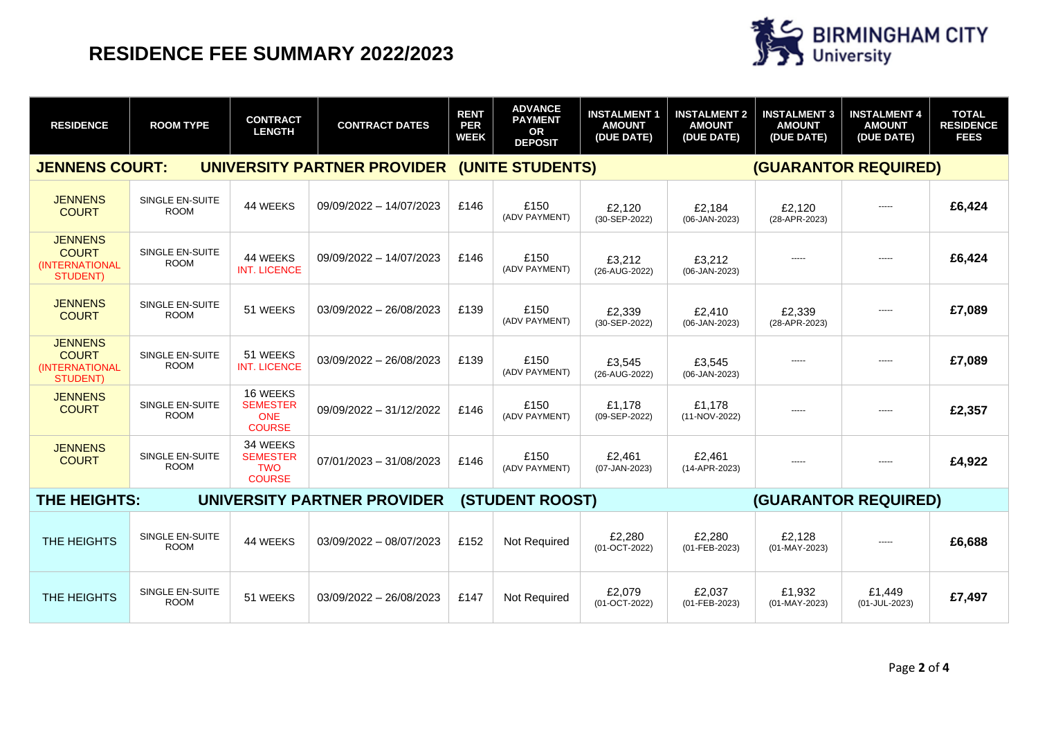# RESIDENCE FEE SUMMARY 2022/2023

| RESIDENCE | ROOM TYPE | CONTRACT LENGTH | CONTRACT DATES | RENT PER WEEK | ADVANCE PAYMENT OR DEPOSIT | INSTALMENT 1 AMOUNT (DUE DATE) | INSTALMENT 2 AMOUNT (DUE DATE) | INSTALMENT 3 AMOUNT (DUE DATE) | INSTALMENT 4 AMOUNT (DUE DATE) | TOTAL RESIDENCE FEES |
|---|---|---|---|---|---|---|---|---|---|---|
| **JENNENS COURT:** | | **UNIVERSITY PARTNER PROVIDER (UNITE STUDENTS)** | | | | | | **(GUARANTOR REQUIRED)** | | |
| JENNENS COURT | SINGLE EN-SUITE ROOM | 44 WEEKS | 09/09/2022 – 14/07/2023 | £146 | £150 (ADV PAYMENT) | £2,120 (30-SEP-2022) | £2,184 (06-JAN-2023) | £2,120 (28-APR-2023) | ----- | **£6,424** |
| JENNENS COURT (INTERNATIONAL STUDENT) | SINGLE EN-SUITE ROOM | 44 WEEKS INT. LICENCE | 09/09/2022 – 14/07/2023 | £146 | £150 (ADV PAYMENT) | £3,212 (26-AUG-2022) | £3,212 (06-JAN-2023) | ----- | ----- | **£6,424** |
| JENNENS COURT | SINGLE EN-SUITE ROOM | 51 WEEKS | 03/09/2022 – 26/08/2023 | £139 | £150 (ADV PAYMENT) | £2,339 (30-SEP-2022) | £2,410 (06-JAN-2023) | £2,339 (28-APR-2023) | ----- | **£7,089** |
| JENNENS COURT (INTERNATIONAL STUDENT) | SINGLE EN-SUITE ROOM | 51 WEEKS INT. LICENCE | 03/09/2022 – 26/08/2023 | £139 | £150 (ADV PAYMENT) | £3,545 (26-AUG-2022) | £3,545 (06-JAN-2023) | ----- | ----- | **£7,089** |
| JENNENS COURT | SINGLE EN-SUITE ROOM | 16 WEEKS SEMESTER ONE COURSE | 09/09/2022 – 31/12/2022 | £146 | £150 (ADV PAYMENT) | £1,178 (09-SEP-2022) | £1,178 (11-NOV-2022) | ----- | ----- | **£2,357** |
| JENNENS COURT | SINGLE EN-SUITE ROOM | 34 WEEKS SEMESTER TWO COURSE | 07/01/2023 – 31/08/2023 | £146 | £150 (ADV PAYMENT) | £2,461 (07-JAN-2023) | £2,461 (14-APR-2023) | ----- | ----- | **£4,922** |
| **THE HEIGHTS:** | | **UNIVERSITY PARTNER PROVIDER (STUDENT ROOST)** | | | | | | **(GUARANTOR REQUIRED)** | | |
| THE HEIGHTS | SINGLE EN-SUITE ROOM | 44 WEEKS | 03/09/2022 – 08/07/2023 | £152 | Not Required | £2,280 (01-OCT-2022) | £2,280 (01-FEB-2023) | £2,128 (01-MAY-2023) | ----- | **£6,688** |
| THE HEIGHTS | SINGLE EN-SUITE ROOM | 51 WEEKS | 03/09/2022 – 26/08/2023 | £147 | Not Required | £2,079 (01-OCT-2022) | £2,037 (01-FEB-2023) | £1,932 (01-MAY-2023) | £1,449 (01-JUL-2023) | **£7,497** |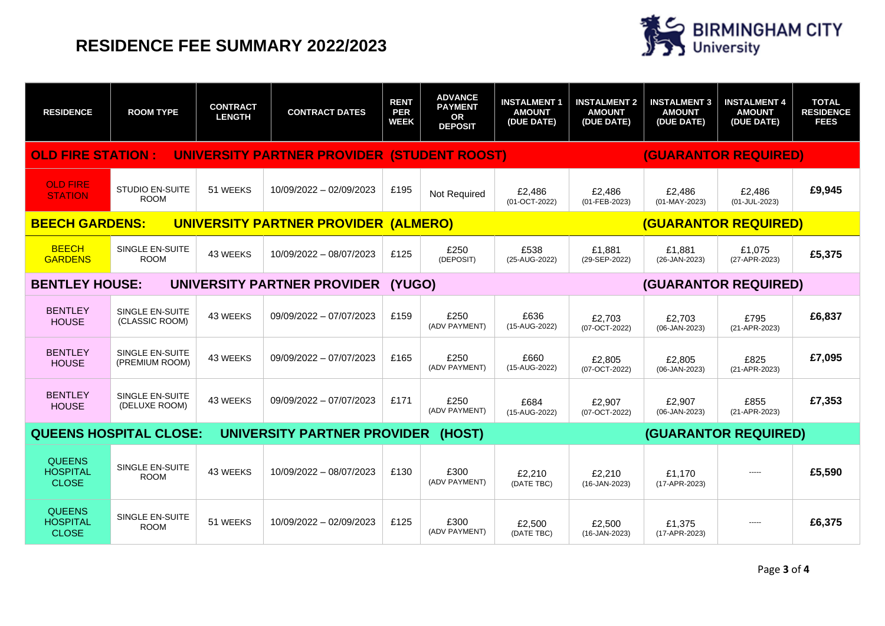# RESIDENCE FEE SUMMARY 2022/2023

| RESIDENCE | ROOM TYPE | CONTRACT LENGTH | CONTRACT DATES | RENT PER WEEK | ADVANCE PAYMENT OR DEPOSIT | INSTALMENT 1 AMOUNT (DUE DATE) | INSTALMENT 2 AMOUNT (DUE DATE) | INSTALMENT 3 AMOUNT (DUE DATE) | INSTALMENT 4 AMOUNT (DUE DATE) | TOTAL RESIDENCE FEES |
|---|---|---|---|---|---|---|---|---|---|---|
| **OLD FIRE STATION : UNIVERSITY PARTNER PROVIDER (STUDENT ROOST)** | | | | | | | | **(GUARANTOR REQUIRED)** | | |
| OLD FIRE STATION | STUDIO EN-SUITE ROOM | 51 WEEKS | 10/09/2022 – 02/09/2023 | £195 | Not Required | £2,486 (01-OCT-2022) | £2,486 (01-FEB-2023) | £2,486 (01-MAY-2023) | £2,486 (01-JUL-2023) | **£9,945** |
| **BEECH GARDENS: UNIVERSITY PARTNER PROVIDER (ALMERO)** | | | | | | | | **(GUARANTOR REQUIRED)** | | |
| BEECH GARDENS | SINGLE EN-SUITE ROOM | 43 WEEKS | 10/09/2022 – 08/07/2023 | £125 | £250 (DEPOSIT) | £538 (25-AUG-2022) | £1,881 (29-SEP-2022) | £1,881 (26-JAN-2023) | £1,075 (27-APR-2023) | **£5,375** |
| **BENTLEY HOUSE: UNIVERSITY PARTNER PROVIDER (YUGO)** | | | | | | | | **(GUARANTOR REQUIRED)** | | |
| BENTLEY HOUSE | SINGLE EN-SUITE (CLASSIC ROOM) | 43 WEEKS | 09/09/2022 – 07/07/2023 | £159 | £250 (ADV PAYMENT) | £636 (15-AUG-2022) | £2,703 (07-OCT-2022) | £2,703 (06-JAN-2023) | £795 (21-APR-2023) | **£6,837** |
| BENTLEY HOUSE | SINGLE EN-SUITE (PREMIUM ROOM) | 43 WEEKS | 09/09/2022 – 07/07/2023 | £165 | £250 (ADV PAYMENT) | £660 (15-AUG-2022) | £2,805 (07-OCT-2022) | £2,805 (06-JAN-2023) | £825 (21-APR-2023) | **£7,095** |
| BENTLEY HOUSE | SINGLE EN-SUITE (DELUXE ROOM) | 43 WEEKS | 09/09/2022 – 07/07/2023 | £171 | £250 (ADV PAYMENT) | £684 (15-AUG-2022) | £2,907 (07-OCT-2022) | £2,907 (06-JAN-2023) | £855 (21-APR-2023) | **£7,353** |
| **QUEENS HOSPITAL CLOSE: UNIVERSITY PARTNER PROVIDER (HOST)** | | | | | | | | **(GUARANTOR REQUIRED)** | | |
| QUEENS HOSPITAL CLOSE | SINGLE EN-SUITE ROOM | 43 WEEKS | 10/09/2022 – 08/07/2023 | £130 | £300 (ADV PAYMENT) | £2,210 (DATE TBC) | £2,210 (16-JAN-2023) | £1,170 (17-APR-2023) | ----- | **£5,590** |
| QUEENS HOSPITAL CLOSE | SINGLE EN-SUITE ROOM | 51 WEEKS | 10/09/2022 – 02/09/2023 | £125 | £300 (ADV PAYMENT) | £2,500 (DATE TBC) | £2,500 (16-JAN-2023) | £1,375 (17-APR-2023) | ----- | **£6,375** |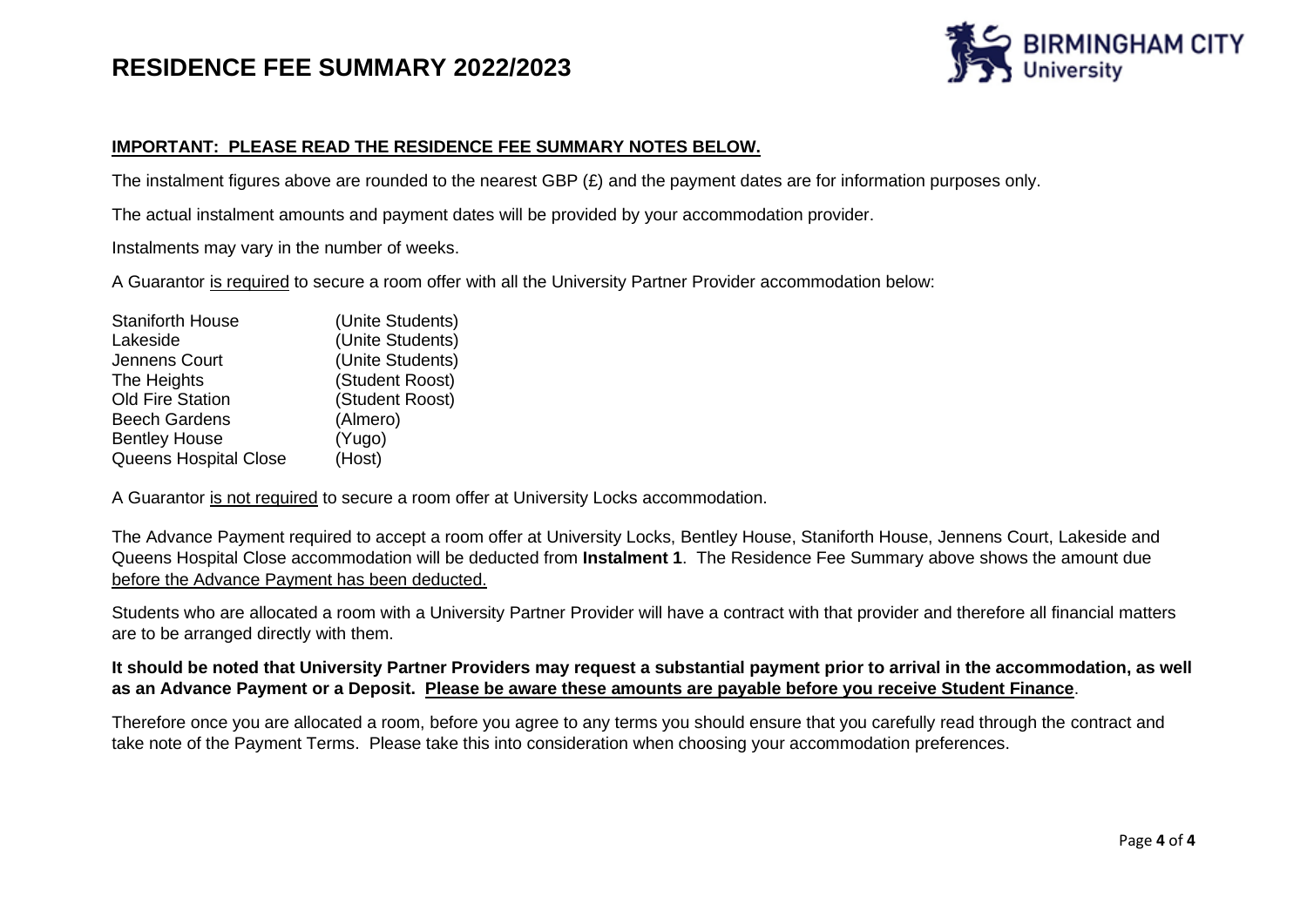# RESIDENCE FEE SUMMARY 2022/2023

**IMPORTANT: PLEASE READ THE RESIDENCE FEE SUMMARY NOTES BELOW.**

The instalment figures above are rounded to the nearest GBP (£) and the payment dates are for information purposes only.

The actual instalment amounts and payment dates will be provided by your accommodation provider.

Instalments may vary in the number of weeks.

A Guarantor is required to secure a room offer with all the University Partner Provider accommodation below:

| | |
|---|---|
| Staniforth House | (Unite Students) |
| Lakeside | (Unite Students) |
| Jennens Court | (Unite Students) |
| The Heights | (Student Roost) |
| Old Fire Station | (Student Roost) |
| Beech Gardens | (Almero) |
| Bentley House | (Yugo) |
| Queens Hospital Close | (Host) |

A Guarantor is not required to secure a room offer at University Locks accommodation.

The Advance Payment required to accept a room offer at University Locks, Bentley House, Staniforth House, Jennens Court, Lakeside and Queens Hospital Close accommodation will be deducted from **Instalment 1**. The Residence Fee Summary above shows the amount due before the Advance Payment has been deducted.

Students who are allocated a room with a University Partner Provider will have a contract with that provider and therefore all financial matters are to be arranged directly with them.

**It should be noted that University Partner Providers may request a substantial payment prior to arrival in the accommodation, as well as an Advance Payment or a Deposit. Please be aware these amounts are payable before you receive Student Finance**.

Therefore once you are allocated a room, before you agree to any terms you should ensure that you carefully read through the contract and take note of the Payment Terms. Please take this into consideration when choosing your accommodation preferences.